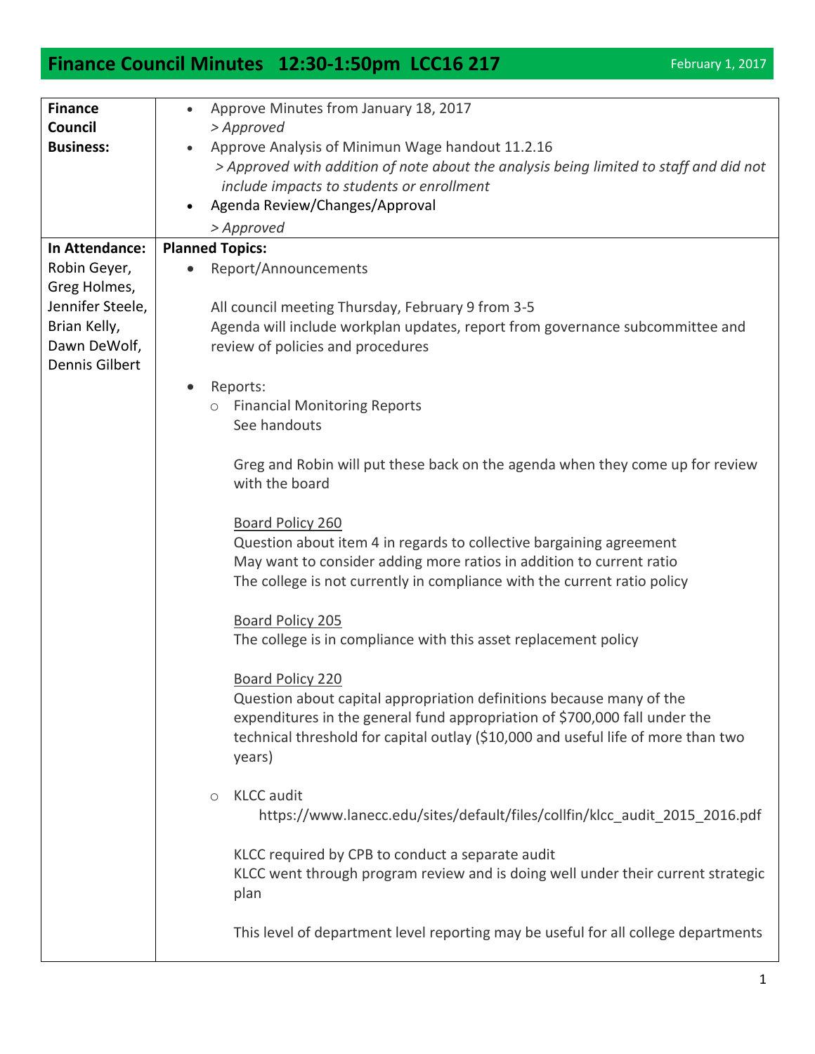# Finance Council Minutes 12:30-1:50pm LCC16 217

February 1, 2017

| | |
|---|---|
| **Finance Council Business:** | • Approve Minutes from January 18, 2017<br>*> Approved*<br>• Approve Analysis of Minimun Wage handout 11.2.16<br>*> Approved with addition of note about the analysis being limited to staff and did not include impacts to students or enrollment*<br>• Agenda Review/Changes/Approval<br>*> Approved* |
| **In Attendance:**<br>Robin Geyer, Greg Holmes, Jennifer Steele, Brian Kelly, Dawn DeWolf, Dennis Gilbert | **Planned Topics:**<br>• Report/Announcements<br><br>All council meeting Thursday, February 9 from 3-5<br>Agenda will include workplan updates, report from governance subcommittee and review of policies and procedures<br><br>• Reports:<br>○ Financial Monitoring Reports<br>See handouts<br><br>Greg and Robin will put these back on the agenda when they come up for review with the board<br><br><u>Board Policy 260</u><br>Question about item 4 in regards to collective bargaining agreement<br>May want to consider adding more ratios in addition to current ratio<br>The college is not currently in compliance with the current ratio policy<br><br><u>Board Policy 205</u><br>The college is in compliance with this asset replacement policy<br><br><u>Board Policy 220</u><br>Question about capital appropriation definitions because many of the expenditures in the general fund appropriation of $700,000 fall under the technical threshold for capital outlay ($10,000 and useful life of more than two years)<br><br>○ KLCC audit<br>https://www.lanecc.edu/sites/default/files/collfin/klcc_audit_2015_2016.pdf<br><br>KLCC required by CPB to conduct a separate audit<br>KLCC went through program review and is doing well under their current strategic plan<br><br>This level of department level reporting may be useful for all college departments |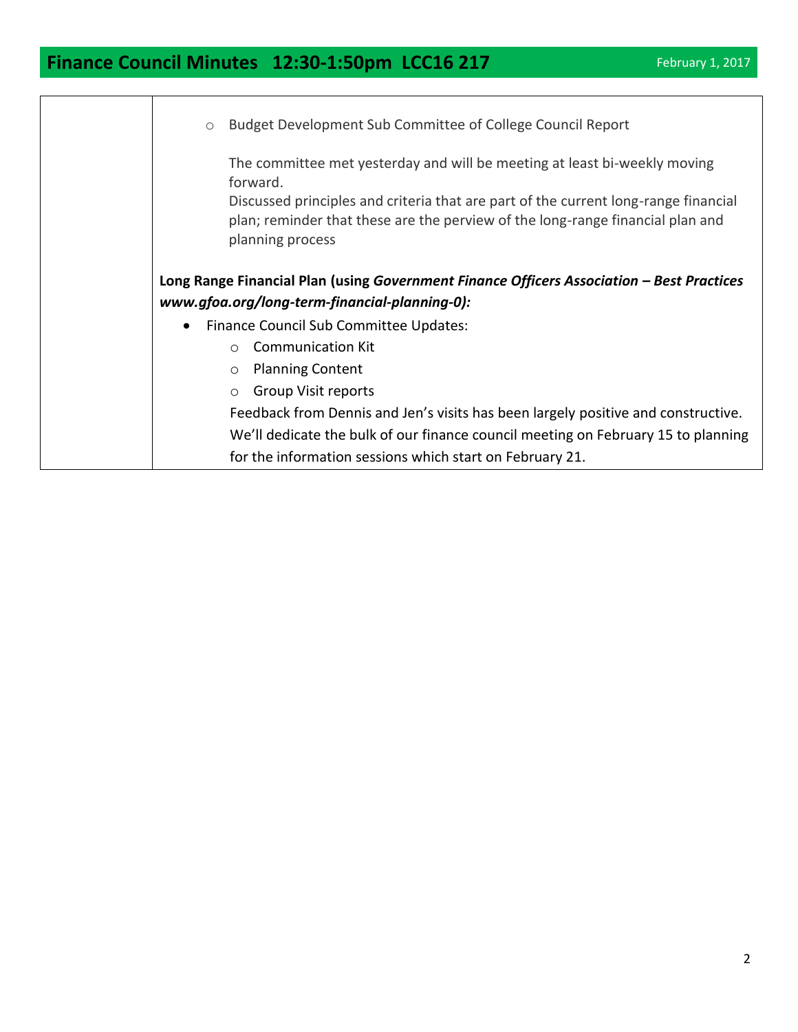# Finance Council Minutes 12:30-1:50pm LCC16 217

February 1, 2017

| | |
|---|---|
| | ○ Budget Development Sub Committee of College Council Report<br><br>The committee met yesterday and will be meeting at least bi-weekly moving forward.<br>Discussed principles and criteria that are part of the current long-range financial plan; reminder that these are the perview of the long-range financial plan and planning process<br><br>**Long Range Financial Plan (using *Government Finance Officers Association – Best Practices www.gfoa.org/long-term-financial-planning-0):***<br>• Finance Council Sub Committee Updates:<br>○ Communication Kit<br>○ Planning Content<br>○ Group Visit reports<br>Feedback from Dennis and Jen's visits has been largely positive and constructive. We'll dedicate the bulk of our finance council meeting on February 15 to planning for the information sessions which start on February 21. |